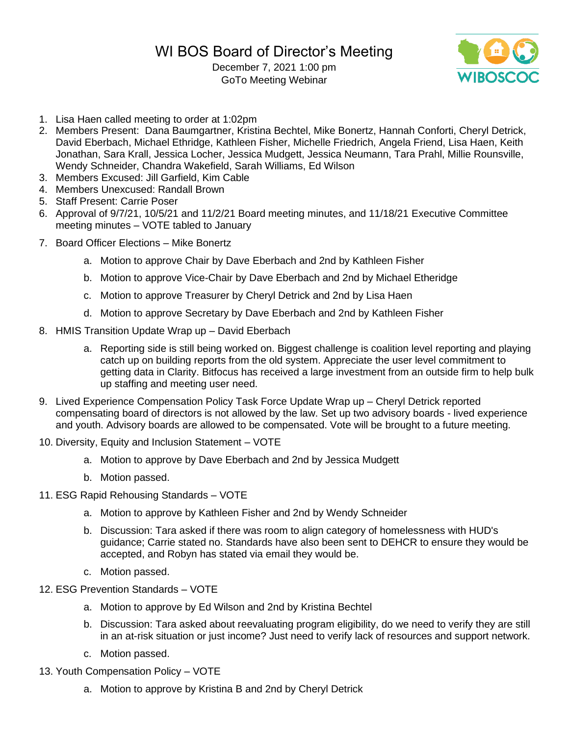# WI BOS Board of Director's Meeting

December 7, 2021 1:00 pm
GoTo Meeting Webinar

WIBOSCOC

1. Lisa Haen called meeting to order at 1:02pm
2. Members Present: Dana Baumgartner, Kristina Bechtel, Mike Bonertz, Hannah Conforti, Cheryl Detrick, David Eberbach, Michael Ethridge, Kathleen Fisher, Michelle Friedrich, Angela Friend, Lisa Haen, Keith Jonathan, Sara Krall, Jessica Locher, Jessica Mudgett, Jessica Neumann, Tara Prahl, Millie Rounsville, Wendy Schneider, Chandra Wakefield, Sarah Williams, Ed Wilson
3. Members Excused: Jill Garfield, Kim Cable
4. Members Unexcused: Randall Brown
5. Staff Present: Carrie Poser
6. Approval of 9/7/21, 10/5/21 and 11/2/21 Board meeting minutes, and 11/18/21 Executive Committee meeting minutes – VOTE tabled to January
7. Board Officer Elections – Mike Bonertz
   a. Motion to approve Chair by Dave Eberbach and 2nd by Kathleen Fisher
   b. Motion to approve Vice-Chair by Dave Eberbach and 2nd by Michael Etheridge
   c. Motion to approve Treasurer by Cheryl Detrick and 2nd by Lisa Haen
   d. Motion to approve Secretary by Dave Eberbach and 2nd by Kathleen Fisher
8. HMIS Transition Update Wrap up – David Eberbach
   a. Reporting side is still being worked on. Biggest challenge is coalition level reporting and playing catch up on building reports from the old system. Appreciate the user level commitment to getting data in Clarity. Bitfocus has received a large investment from an outside firm to help bulk up staffing and meeting user need.
9. Lived Experience Compensation Policy Task Force Update Wrap up – Cheryl Detrick reported compensating board of directors is not allowed by the law. Set up two advisory boards - lived experience and youth. Advisory boards are allowed to be compensated. Vote will be brought to a future meeting.
10. Diversity, Equity and Inclusion Statement – VOTE
    a. Motion to approve by Dave Eberbach and 2nd by Jessica Mudgett
    b. Motion passed.
11. ESG Rapid Rehousing Standards – VOTE
    a. Motion to approve by Kathleen Fisher and 2nd by Wendy Schneider
    b. Discussion: Tara asked if there was room to align category of homelessness with HUD's guidance; Carrie stated no. Standards have also been sent to DEHCR to ensure they would be accepted, and Robyn has stated via email they would be.
    c. Motion passed.
12. ESG Prevention Standards – VOTE
    a. Motion to approve by Ed Wilson and 2nd by Kristina Bechtel
    b. Discussion: Tara asked about reevaluating program eligibility, do we need to verify they are still in an at-risk situation or just income? Just need to verify lack of resources and support network.
    c. Motion passed.
13. Youth Compensation Policy – VOTE
    a. Motion to approve by Kristina B and 2nd by Cheryl Detrick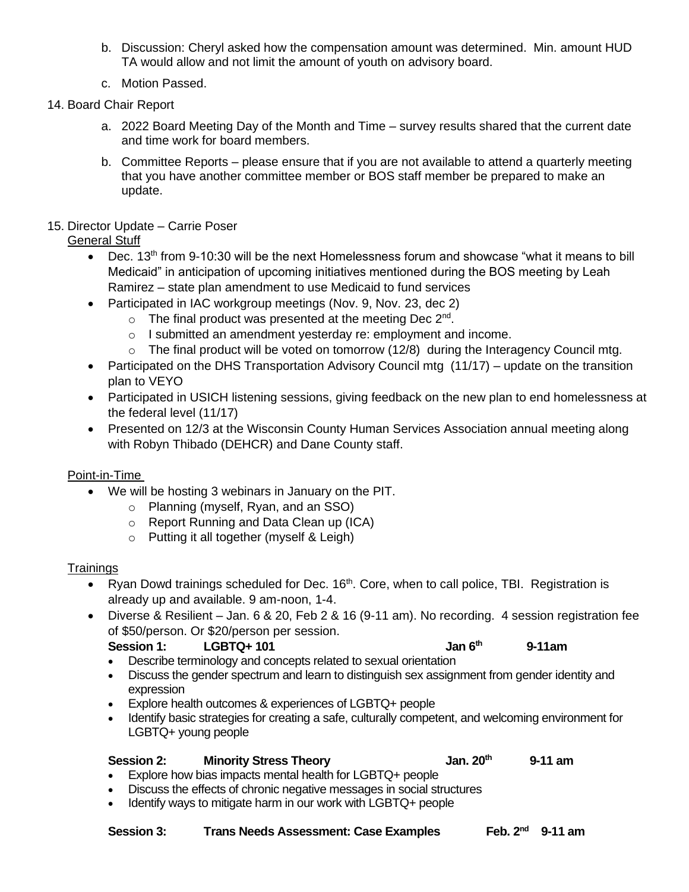b. Discussion: Cheryl asked how the compensation amount was determined. Min. amount HUD TA would allow and not limit the amount of youth on advisory board.

c. Motion Passed.

14. Board Chair Report

    a. 2022 Board Meeting Day of the Month and Time – survey results shared that the current date and time work for board members.

    b. Committee Reports – please ensure that if you are not available to attend a quarterly meeting that you have another committee member or BOS staff member be prepared to make an update.

15. Director Update – Carrie Poser

<u>General Stuff</u>

- Dec. 13th from 9-10:30 will be the next Homelessness forum and showcase "what it means to bill Medicaid" in anticipation of upcoming initiatives mentioned during the BOS meeting by Leah Ramirez – state plan amendment to use Medicaid to fund services
- Participated in IAC workgroup meetings (Nov. 9, Nov. 23, dec 2)
    - The final product was presented at the meeting Dec 2nd.
    - I submitted an amendment yesterday re: employment and income.
    - The final product will be voted on tomorrow (12/8) during the Interagency Council mtg.
- Participated on the DHS Transportation Advisory Council mtg (11/17) – update on the transition plan to VEYO
- Participated in USICH listening sessions, giving feedback on the new plan to end homelessness at the federal level (11/17)
- Presented on 12/3 at the Wisconsin County Human Services Association annual meeting along with Robyn Thibado (DEHCR) and Dane County staff.

<u>Point-in-Time</u>

- We will be hosting 3 webinars in January on the PIT.
    - Planning (myself, Ryan, and an SSO)
    - Report Running and Data Clean up (ICA)
    - Putting it all together (myself & Leigh)

<u>Trainings</u>

- Ryan Dowd trainings scheduled for Dec. 16th. Core, when to call police, TBI. Registration is already up and available. 9 am-noon, 1-4.
- Diverse & Resilient – Jan. 6 & 20, Feb 2 & 16 (9-11 am). No recording. 4 session registration fee of $50/person. Or $20/person per session.

**Session 1: LGBTQ+ 101 Jan 6th 9-11am**

- Describe terminology and concepts related to sexual orientation
- Discuss the gender spectrum and learn to distinguish sex assignment from gender identity and expression
- Explore health outcomes & experiences of LGBTQ+ people
- Identify basic strategies for creating a safe, culturally competent, and welcoming environment for LGBTQ+ young people

**Session 2: Minority Stress Theory Jan. 20th 9-11 am**

- Explore how bias impacts mental health for LGBTQ+ people
- Discuss the effects of chronic negative messages in social structures
- Identify ways to mitigate harm in our work with LGBTQ+ people

**Session 3: Trans Needs Assessment: Case Examples Feb. 2nd 9-11 am**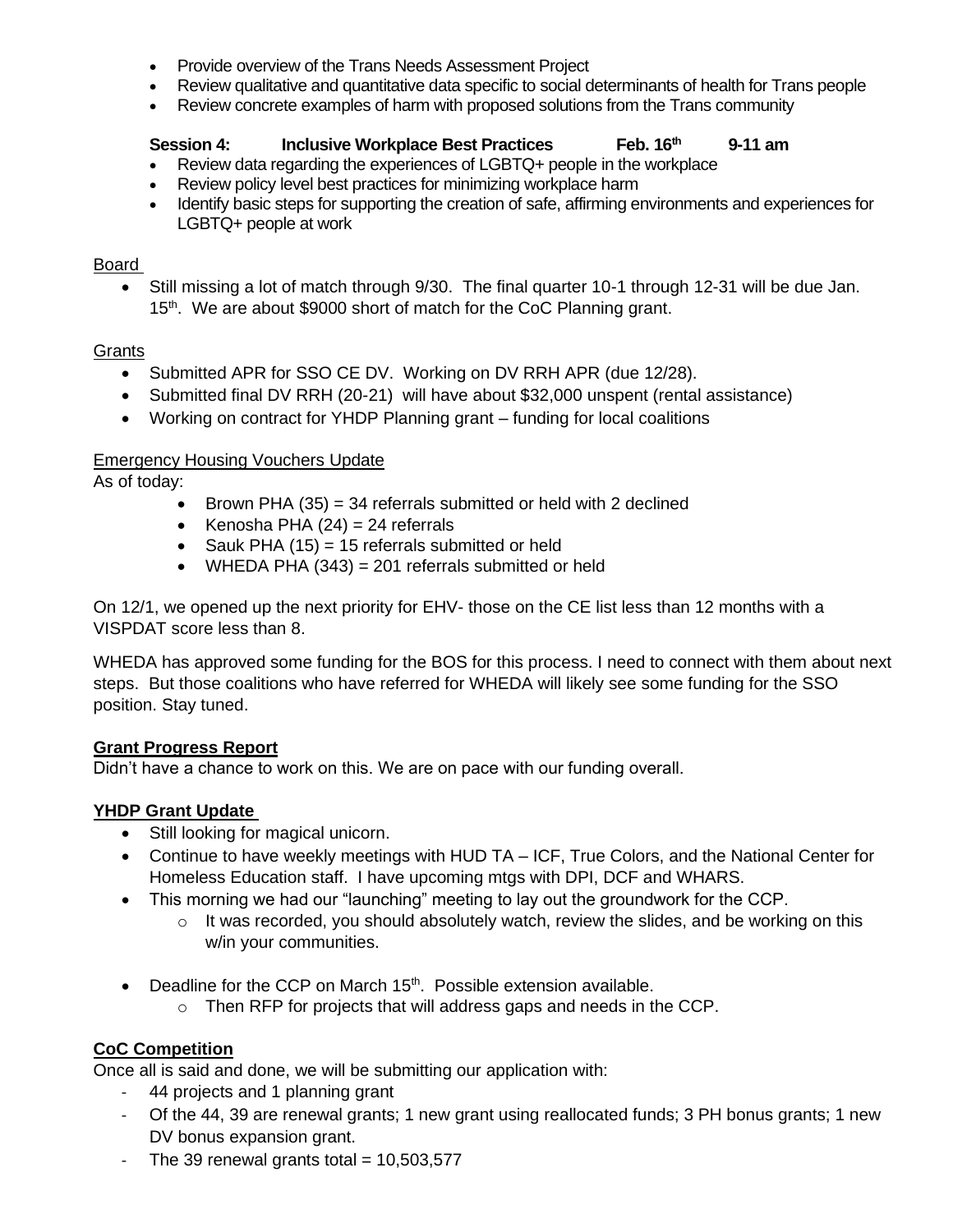- Provide overview of the Trans Needs Assessment Project
- Review qualitative and quantitative data specific to social determinants of health for Trans people
- Review concrete examples of harm with proposed solutions from the Trans community

**Session 4: Inclusive Workplace Best Practices Feb. 16th 9-11 am**

- Review data regarding the experiences of LGBTQ+ people in the workplace
- Review policy level best practices for minimizing workplace harm
- Identify basic steps for supporting the creation of safe, affirming environments and experiences for LGBTQ+ people at work

Board

- Still missing a lot of match through 9/30. The final quarter 10-1 through 12-31 will be due Jan. 15th. We are about $9000 short of match for the CoC Planning grant.

Grants

- Submitted APR for SSO CE DV. Working on DV RRH APR (due 12/28).
- Submitted final DV RRH (20-21) will have about $32,000 unspent (rental assistance)
- Working on contract for YHDP Planning grant – funding for local coalitions

Emergency Housing Vouchers Update

As of today:

- Brown PHA (35) = 34 referrals submitted or held with 2 declined
- Kenosha PHA (24) = 24 referrals
- Sauk PHA (15) = 15 referrals submitted or held
- WHEDA PHA (343) = 201 referrals submitted or held

On 12/1, we opened up the next priority for EHV- those on the CE list less than 12 months with a VISPDAT score less than 8.

WHEDA has approved some funding for the BOS for this process. I need to connect with them about next steps. But those coalitions who have referred for WHEDA will likely see some funding for the SSO position. Stay tuned.

**Grant Progress Report**

Didn't have a chance to work on this. We are on pace with our funding overall.

**YHDP Grant Update**

- Still looking for magical unicorn.
- Continue to have weekly meetings with HUD TA – ICF, True Colors, and the National Center for Homeless Education staff. I have upcoming mtgs with DPI, DCF and WHARS.
- This morning we had our "launching" meeting to lay out the groundwork for the CCP.
  - It was recorded, you should absolutely watch, review the slides, and be working on this w/in your communities.
- Deadline for the CCP on March 15th. Possible extension available.
  - Then RFP for projects that will address gaps and needs in the CCP.

**CoC Competition**

Once all is said and done, we will be submitting our application with:

- 44 projects and 1 planning grant
- Of the 44, 39 are renewal grants; 1 new grant using reallocated funds; 3 PH bonus grants; 1 new DV bonus expansion grant.
- The 39 renewal grants total = 10,503,577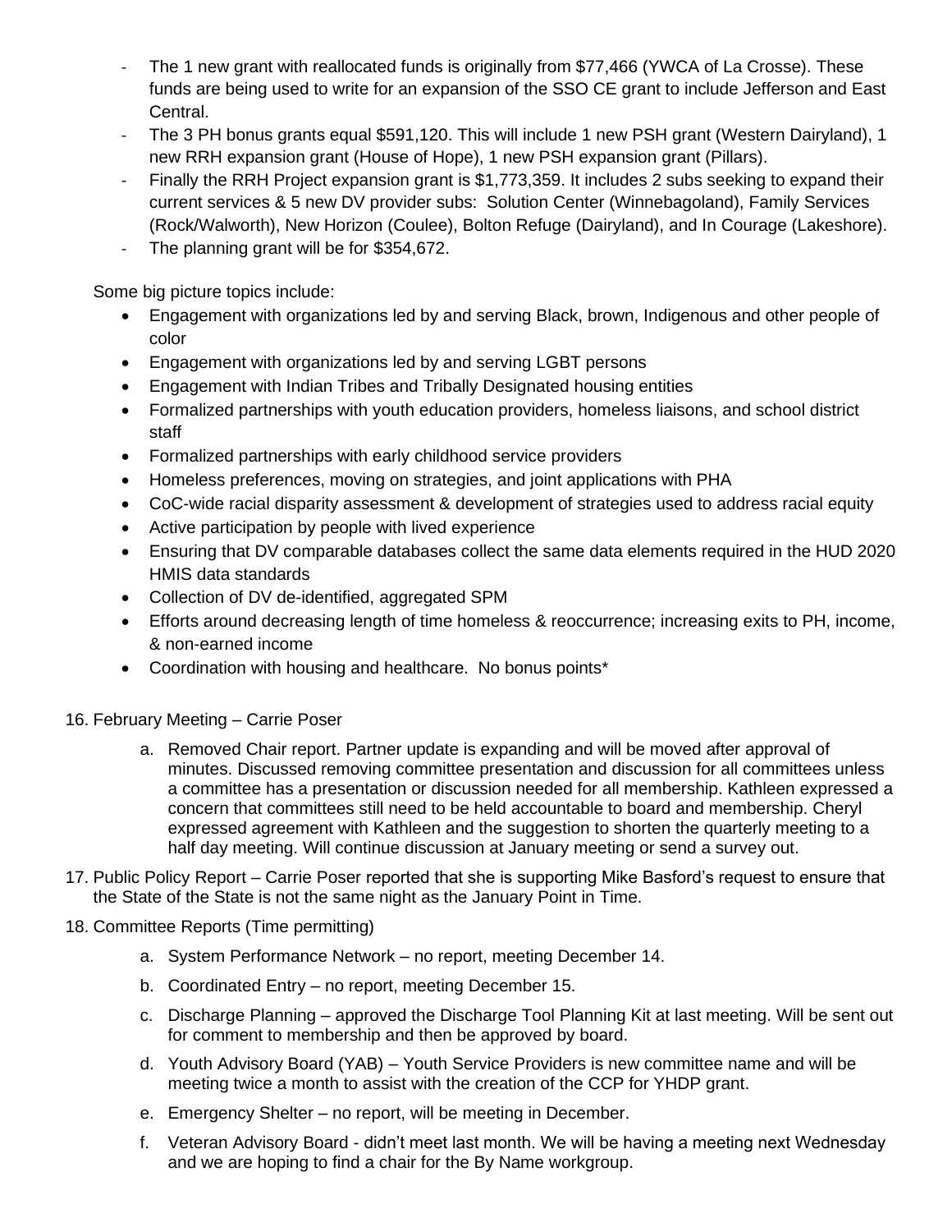- The 1 new grant with reallocated funds is originally from $77,466 (YWCA of La Crosse). These funds are being used to write for an expansion of the SSO CE grant to include Jefferson and East Central.
- The 3 PH bonus grants equal $591,120. This will include 1 new PSH grant (Western Dairyland), 1 new RRH expansion grant (House of Hope), 1 new PSH expansion grant (Pillars).
- Finally the RRH Project expansion grant is $1,773,359. It includes 2 subs seeking to expand their current services & 5 new DV provider subs: Solution Center (Winnebagoland), Family Services (Rock/Walworth), New Horizon (Coulee), Bolton Refuge (Dairyland), and In Courage (Lakeshore).
- The planning grant will be for $354,672.

Some big picture topics include:

- Engagement with organizations led by and serving Black, brown, Indigenous and other people of color
- Engagement with organizations led by and serving LGBT persons
- Engagement with Indian Tribes and Tribally Designated housing entities
- Formalized partnerships with youth education providers, homeless liaisons, and school district staff
- Formalized partnerships with early childhood service providers
- Homeless preferences, moving on strategies, and joint applications with PHA
- CoC-wide racial disparity assessment & development of strategies used to address racial equity
- Active participation by people with lived experience
- Ensuring that DV comparable databases collect the same data elements required in the HUD 2020 HMIS data standards
- Collection of DV de-identified, aggregated SPM
- Efforts around decreasing length of time homeless & reoccurrence; increasing exits to PH, income, & non-earned income
- Coordination with housing and healthcare. No bonus points*

16. February Meeting – Carrie Poser
    a. Removed Chair report. Partner update is expanding and will be moved after approval of minutes. Discussed removing committee presentation and discussion for all committees unless a committee has a presentation or discussion needed for all membership. Kathleen expressed a concern that committees still need to be held accountable to board and membership. Cheryl expressed agreement with Kathleen and the suggestion to shorten the quarterly meeting to a half day meeting. Will continue discussion at January meeting or send a survey out.
17. Public Policy Report – Carrie Poser reported that she is supporting Mike Basford's request to ensure that the State of the State is not the same night as the January Point in Time.
18. Committee Reports (Time permitting)
    a. System Performance Network – no report, meeting December 14.
    b. Coordinated Entry – no report, meeting December 15.
    c. Discharge Planning – approved the Discharge Tool Planning Kit at last meeting. Will be sent out for comment to membership and then be approved by board.
    d. Youth Advisory Board (YAB) – Youth Service Providers is new committee name and will be meeting twice a month to assist with the creation of the CCP for YHDP grant.
    e. Emergency Shelter – no report, will be meeting in December.
    f. Veteran Advisory Board - didn't meet last month. We will be having a meeting next Wednesday and we are hoping to find a chair for the By Name workgroup.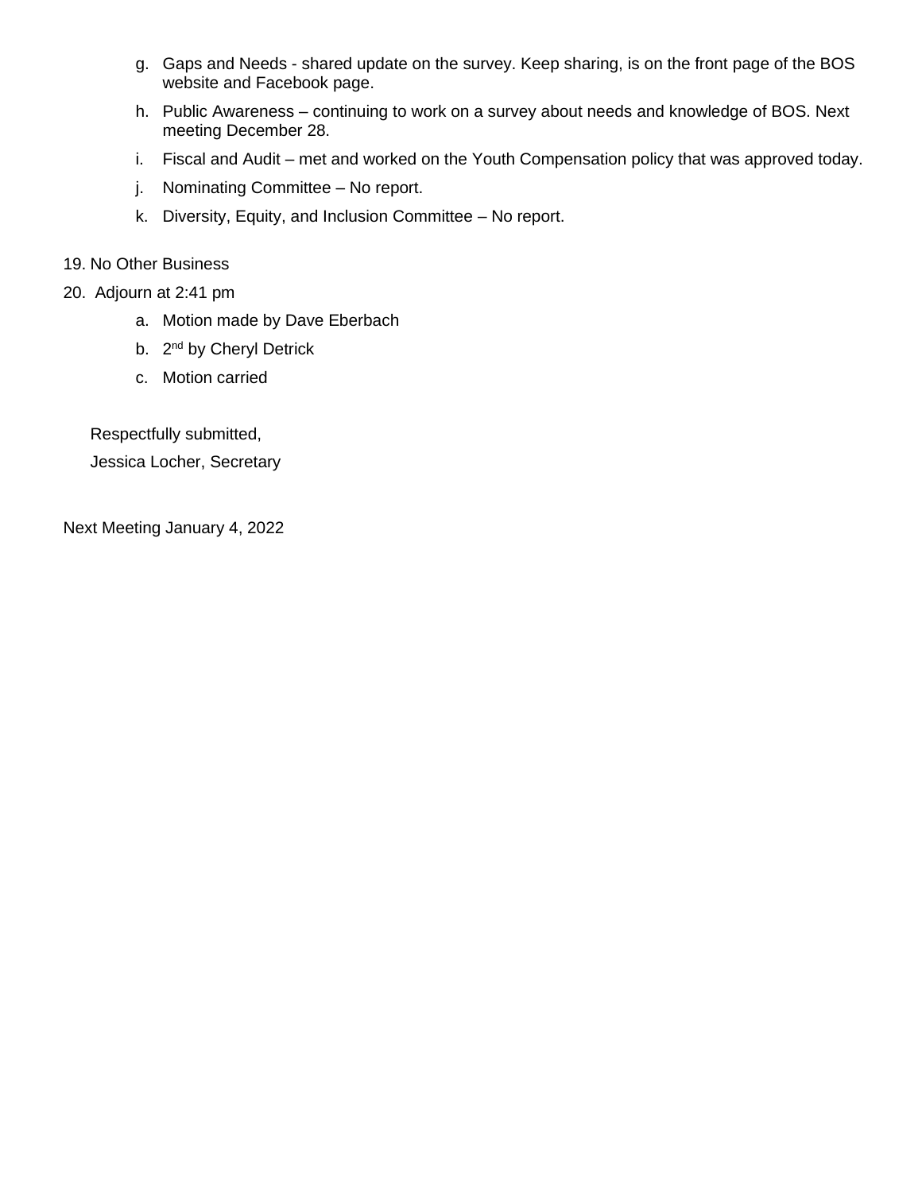g. Gaps and Needs - shared update on the survey. Keep sharing, is on the front page of the BOS website and Facebook page.
   h. Public Awareness – continuing to work on a survey about needs and knowledge of BOS. Next meeting December 28.
   i. Fiscal and Audit – met and worked on the Youth Compensation policy that was approved today.
   j. Nominating Committee – No report.
   k. Diversity, Equity, and Inclusion Committee – No report.

19. No Other Business
20. Adjourn at 2:41 pm
    a. Motion made by Dave Eberbach
    b. 2nd by Cheryl Detrick
    c. Motion carried

Respectfully submitted,

Jessica Locher, Secretary

Next Meeting January 4, 2022